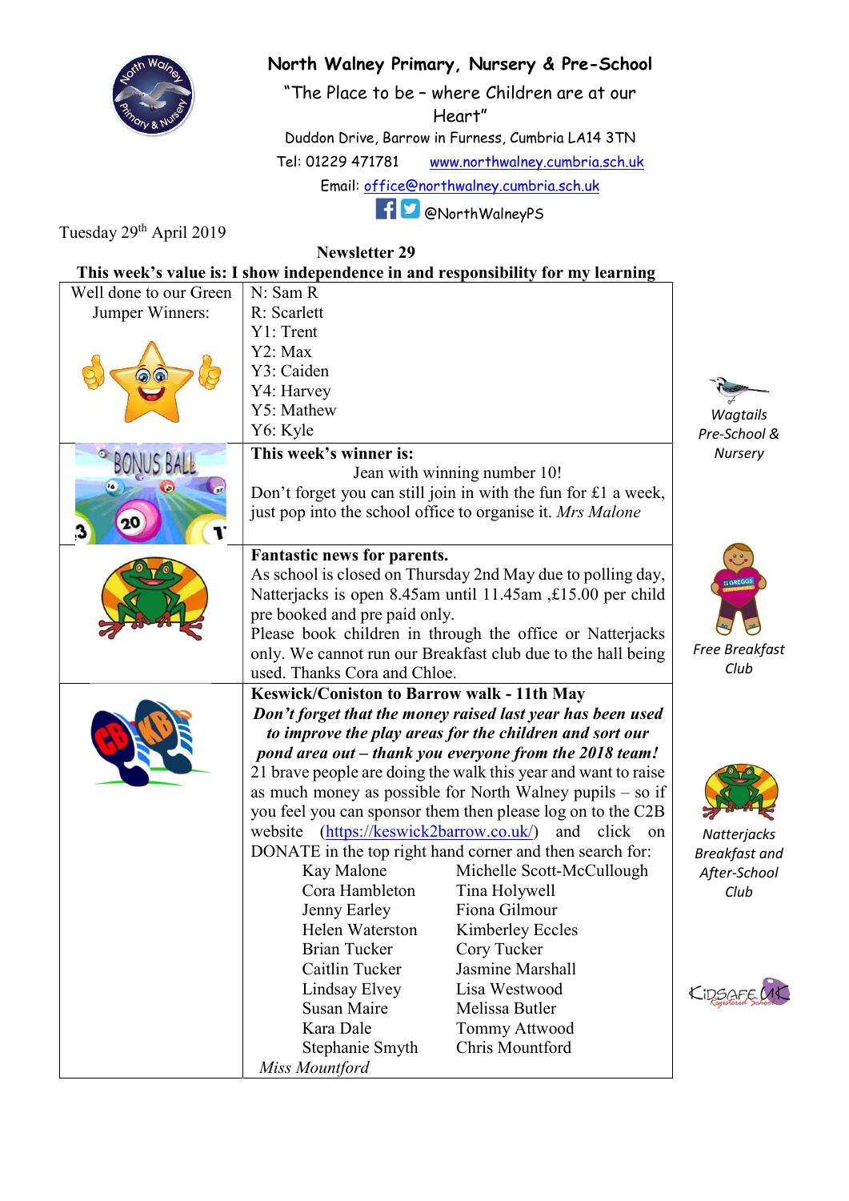# North Walney Primary, Nursery & Pre-School

"The Place to be – where Children are at our Heart"

Duddon Drive, Barrow in Furness, Cumbria LA14 3TN

Tel: 01229 471781 www.northwalney.cumbria.sch.uk

Email: office@northwalney.cumbria.sch.uk

@NorthWalneyPS

Tuesday 29th April 2019

## Newsletter 29

**This week's value is: I show independence in and responsibility for my learning**

| | |
|---|---|
| Well done to our Green Jumper Winners: | N: Sam R<br>R: Scarlett<br>Y1: Trent<br>Y2: Max<br>Y3: Caiden<br>Y4: Harvey<br>Y5: Mathew<br>Y6: Kyle |
| | **This week's winner is:**<br>Jean with winning number 10!<br>Don't forget you can still join in with the fun for £1 a week, just pop into the school office to organise it. *Mrs Malone* |
| | **Fantastic news for parents.**<br>As school is closed on Thursday 2nd May due to polling day, Natterjacks is open 8.45am until 11.45am ,£15.00 per child pre booked and pre paid only.<br>Please book children in through the office or Natterjacks only. We cannot run our Breakfast club due to the hall being used. Thanks Cora and Chloe. |
| | **Keswick/Coniston to Barrow walk - 11th May**<br>***Don't forget that the money raised last year has been used to improve the play areas for the children and sort our pond area out – thank you everyone from the 2018 team!***<br>21 brave people are doing the walk this year and want to raise as much money as possible for North Walney pupils – so if you feel you can sponsor them then please log on to the C2B website (https://keswick2barrow.co.uk/) and click on DONATE in the top right hand corner and then search for:<br>Kay Malone, Michelle Scott-McCullough<br>Cora Hambleton, Tina Holywell<br>Jenny Earley, Fiona Gilmour<br>Helen Waterston, Kimberley Eccles<br>Brian Tucker, Cory Tucker<br>Caitlin Tucker, Jasmine Marshall<br>Lindsay Elvey, Lisa Westwood<br>Susan Maire, Melissa Butler<br>Kara Dale, Tommy Attwood<br>Stephanie Smyth, Chris Mountford<br>*Miss Mountford* |

*Wagtails Pre-School & Nursery*

*Free Breakfast Club*

*Natterjacks Breakfast and After-School Club*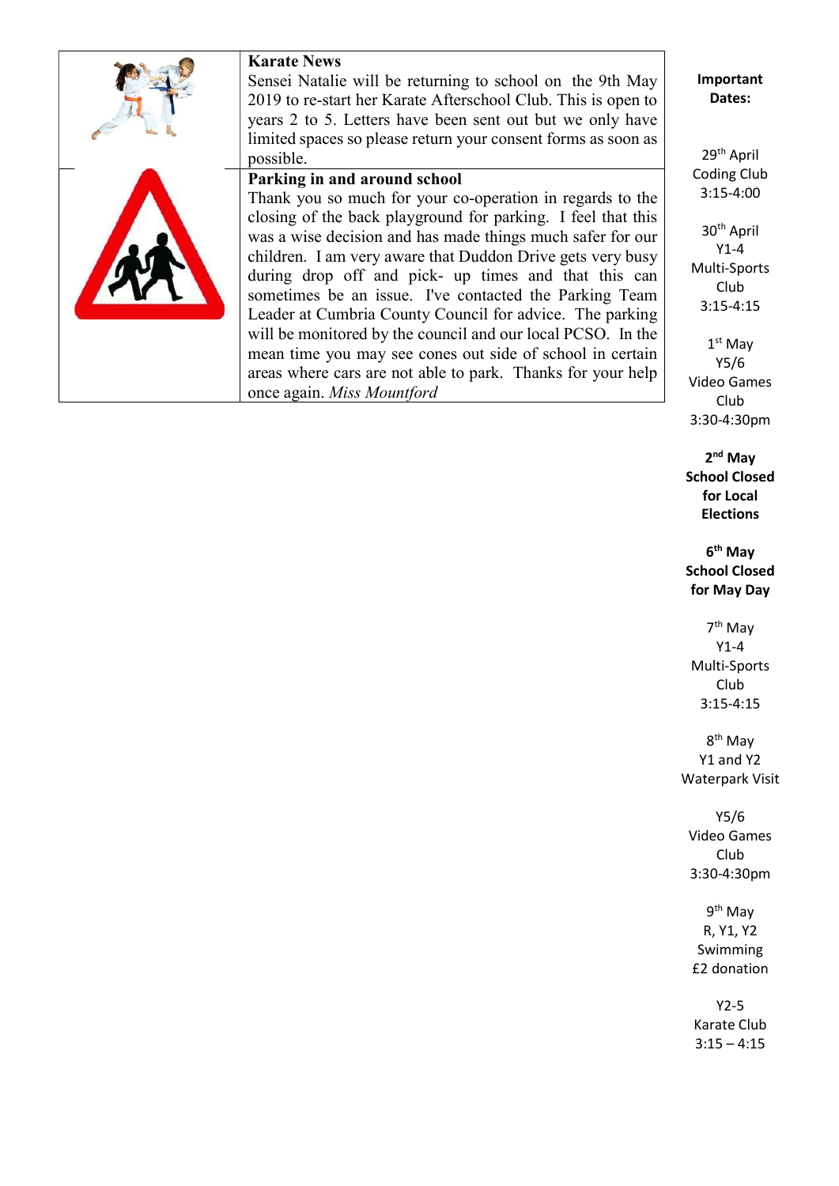### Karate News

Sensei Natalie will be returning to school on the 9th May 2019 to re-start her Karate Afterschool Club. This is open to years 2 to 5. Letters have been sent out but we only have limited spaces so please return your consent forms as soon as possible.

### Parking in and around school

Thank you so much for your co-operation in regards to the closing of the back playground for parking. I feel that this was a wise decision and has made things much safer for our children. I am very aware that Duddon Drive gets very busy during drop off and pick- up times and that this can sometimes be an issue. I've contacted the Parking Team Leader at Cumbria County Council for advice. The parking will be monitored by the council and our local PCSO. In the mean time you may see cones out side of school in certain areas where cars are not able to park. Thanks for your help once again. *Miss Mountford*

**Important Dates:**

29th April
Coding Club
3:15-4:00

30th April
Y1-4
Multi-Sports Club
3:15-4:15

1st May
Y5/6
Video Games Club
3:30-4:30pm

**2nd May**
**School Closed for Local Elections**

**6th May**
**School Closed for May Day**

7th May
Y1-4
Multi-Sports Club
3:15-4:15

8th May
Y1 and Y2
Waterpark Visit

Y5/6
Video Games Club
3:30-4:30pm

9th May
R, Y1, Y2
Swimming
£2 donation

Y2-5
Karate Club
3:15 – 4:15